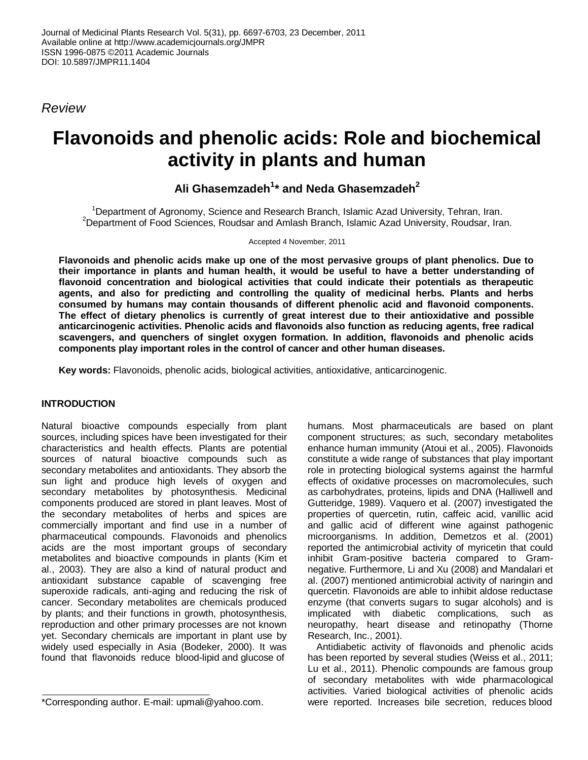Journal of Medicinal Plants Research Vol. 5(31), pp. 6697-6703, 23 December, 2011
Available online at http://www.academicjournals.org/JMPR
ISSN 1996-0875 ©2011 Academic Journals
DOI: 10.5897/JMPR11.1404

*Review*

# Flavonoids and phenolic acids: Role and biochemical activity in plants and human

**Ali Ghasemzadeh[1]* and Neda Ghasemzadeh[2]**

[1]Department of Agronomy, Science and Research Branch, Islamic Azad University, Tehran, Iran.
[2]Department of Food Sciences, Roudsar and Amlash Branch, Islamic Azad University, Roudsar, Iran.

Accepted 4 November, 2011

**Flavonoids and phenolic acids make up one of the most pervasive groups of plant phenolics. Due to their importance in plants and human health, it would be useful to have a better understanding of flavonoid concentration and biological activities that could indicate their potentials as therapeutic agents, and also for predicting and controlling the quality of medicinal herbs. Plants and herbs consumed by humans may contain thousands of different phenolic acid and flavonoid components. The effect of dietary phenolics is currently of great interest due to their antioxidative and possible anticarcinogenic activities. Phenolic acids and flavonoids also function as reducing agents, free radical scavengers, and quenchers of singlet oxygen formation. In addition, flavonoids and phenolic acids components play important roles in the control of cancer and other human diseases.**

**Key words:** Flavonoids, phenolic acids, biological activities, antioxidative, anticarcinogenic.

## INTRODUCTION

Natural bioactive compounds especially from plant sources, including spices have been investigated for their characteristics and health effects. Plants are potential sources of natural bioactive compounds such as secondary metabolites and antioxidants. They absorb the sun light and produce high levels of oxygen and secondary metabolites by photosynthesis. Medicinal components produced are stored in plant leaves. Most of the secondary metabolites of herbs and spices are commercially important and find use in a number of pharmaceutical compounds. Flavonoids and phenolics acids are the most important groups of secondary metabolites and bioactive compounds in plants (Kim et al., 2003). They are also a kind of natural product and antioxidant substance capable of scavenging free superoxide radicals, anti-aging and reducing the risk of cancer. Secondary metabolites are chemicals produced by plants; and their functions in growth, photosynthesis, reproduction and other primary processes are not known yet. Secondary chemicals are important in plant use by widely used especially in Asia (Bodeker, 2000). It was found that flavonoids reduce blood-lipid and glucose of humans. Most pharmaceuticals are based on plant component structures; as such, secondary metabolites enhance human immunity (Atoui et al., 2005). Flavonoids constitute a wide range of substances that play important role in protecting biological systems against the harmful effects of oxidative processes on macromolecules, such as carbohydrates, proteins, lipids and DNA (Halliwell and Gutteridge, 1989). Vaquero et al. (2007) investigated the properties of quercetin, rutin, caffeic acid, vanillic acid and gallic acid of different wine against pathogenic microorganisms. In addition, Demetzos et al. (2001) reported the antimicrobial activity of myricetin that could inhibit Gram-positive bacteria compared to Gram-negative. Furthermore, Li and Xu (2008) and Mandalari et al. (2007) mentioned antimicrobial activity of naringin and quercetin. Flavonoids are able to inhibit aldose reductase enzyme (that converts sugars to sugar alcohols) and is implicated with diabetic complications, such as neuropathy, heart disease and retinopathy (Thorne Research, Inc., 2001).

Antidiabetic activity of flavonoids and phenolic acids has been reported by several studies (Weiss et al., 2011; Lu et al., 2011). Phenolic compounds are famous group of secondary metabolites with wide pharmacological activities. Varied biological activities of phenolic acids were reported. Increases bile secretion, reduces blood

*Corresponding author. E-mail: upmali@yahoo.com.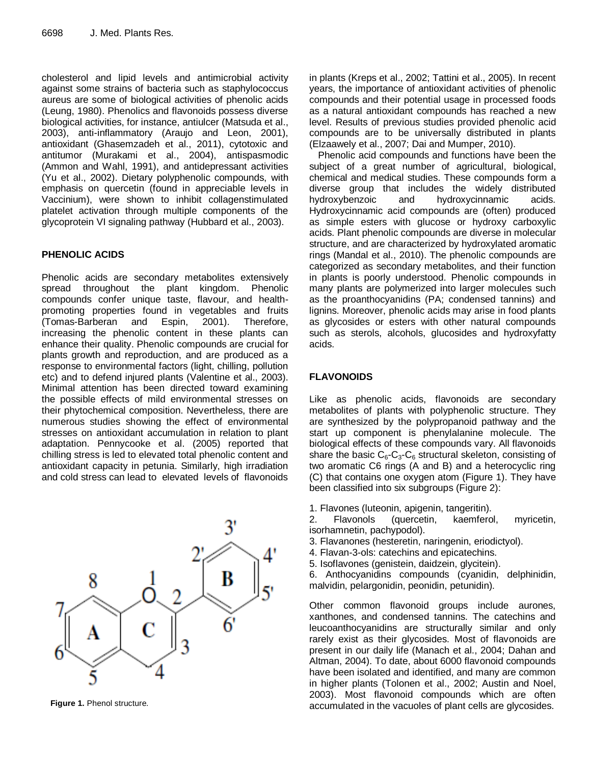cholesterol and lipid levels and antimicrobial activity against some strains of bacteria such as staphylococcus aureus are some of biological activities of phenolic acids (Leung, 1980). Phenolics and flavonoids possess diverse biological activities, for instance, antiulcer (Matsuda et al., 2003), anti-inflammatory (Araujo and Leon, 2001), antioxidant (Ghasemzadeh et al., 2011), cytotoxic and antitumor (Murakami et al., 2004), antispasmodic (Ammon and Wahl, 1991), and antidepressant activities (Yu et al., 2002). Dietary polyphenolic compounds, with emphasis on quercetin (found in appreciable levels in Vaccinium), were shown to inhibit collagenstimulated platelet activation through multiple components of the glycoprotein VI signaling pathway (Hubbard et al., 2003).

## PHENOLIC ACIDS

Phenolic acids are secondary metabolites extensively spread throughout the plant kingdom. Phenolic compounds confer unique taste, flavour, and health-promoting properties found in vegetables and fruits (Tomas-Barberan and Espin, 2001). Therefore, increasing the phenolic content in these plants can enhance their quality. Phenolic compounds are crucial for plants growth and reproduction, and are produced as a response to environmental factors (light, chilling, pollution etc) and to defend injured plants (Valentine et al., 2003). Minimal attention has been directed toward examining the possible effects of mild environmental stresses on their phytochemical composition. Nevertheless, there are numerous studies showing the effect of environmental stresses on antioxidant accumulation in relation to plant adaptation. Pennycooke et al. (2005) reported that chilling stress is led to elevated total phenolic content and antioxidant capacity in petunia. Similarly, high irradiation and cold stress can lead to elevated levels of flavonoids in plants (Kreps et al., 2002; Tattini et al., 2005). In recent years, the importance of antioxidant activities of phenolic compounds and their potential usage in processed foods as a natural antioxidant compounds has reached a new level. Results of previous studies provided phenolic acid compounds are to be universally distributed in plants (Elzaawely et al., 2007; Dai and Mumper, 2010).

Phenolic acid compounds and functions have been the subject of a great number of agricultural, biological, chemical and medical studies. These compounds form a diverse group that includes the widely distributed hydroxybenzoic and hydroxycinnamic acids. Hydroxycinnamic acid compounds are (often) produced as simple esters with glucose or hydroxy carboxylic acids. Plant phenolic compounds are diverse in molecular structure, and are characterized by hydroxylated aromatic rings (Mandal et al., 2010). The phenolic compounds are categorized as secondary metabolites, and their function in plants is poorly understood. Phenolic compounds in many plants are polymerized into larger molecules such as the proanthocyanidins (PA; condensed tannins) and lignins. Moreover, phenolic acids may arise in food plants as glycosides or esters with other natural compounds such as sterols, alcohols, glucosides and hydroxyfatty acids.

**Figure 1.** Phenol structure.

## FLAVONOIDS

Like as phenolic acids, flavonoids are secondary metabolites of plants with polyphenolic structure. They are synthesized by the polypropanoid pathway and the start up component is phenylalanine molecule. The biological effects of these compounds vary. All flavonoids share the basic $C_6$-$C_3$-$C_6$ structural skeleton, consisting of two aromatic C6 rings (A and B) and a heterocyclic ring (C) that contains one oxygen atom (Figure 1). They have been classified into six subgroups (Figure 2):

1. Flavones (luteonin, apigenin, tangeritin).
2. Flavonols (quercetin, kaemferol, myricetin, isorhamnetin, pachypodol).
3. Flavanones (hesteretin, naringenin, eriodictyol).
4. Flavan-3-ols: catechins and epicatechins.
5. Isoflavones (genistein, daidzein, glycitein).
6. Anthocyanidins compounds (cyanidin, delphinidin, malvidin, pelargonidin, peonidin, petunidin).

Other common flavonoid groups include aurones, xanthones, and condensed tannins. The catechins and leucoanthocyanidins are structurally similar and only rarely exist as their glycosides. Most of flavonoids are present in our daily life (Manach et al., 2004; Dahan and Altman, 2004). To date, about 6000 flavonoid compounds have been isolated and identified, and many are common in higher plants (Tolonen et al., 2002; Austin and Noel, 2003). Most flavonoid compounds which are often accumulated in the vacuoles of plant cells are glycosides.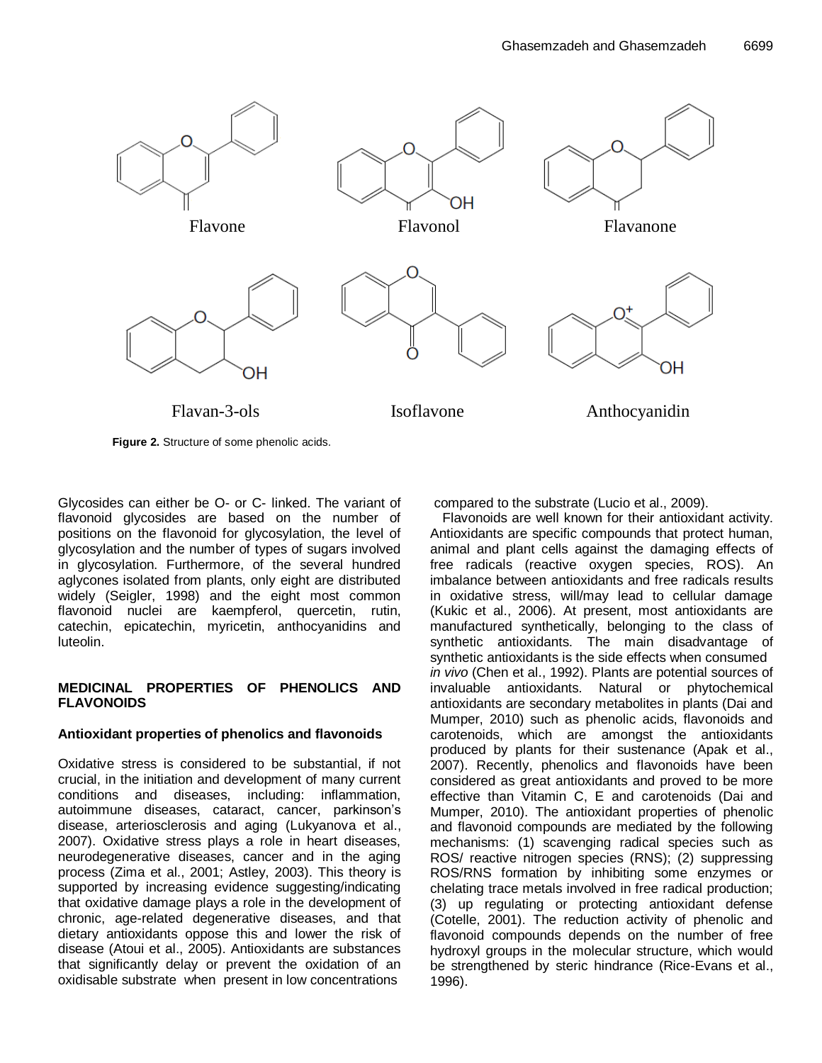Flavone Flavonol Flavanone

Flavan-3-ols Isoflavone Anthocyanidin

**Figure 2.** Structure of some phenolic acids.

Glycosides can either be O- or C- linked. The variant of flavonoid glycosides are based on the number of positions on the flavonoid for glycosylation, the level of glycosylation and the number of types of sugars involved in glycosylation. Furthermore, of the several hundred aglycones isolated from plants, only eight are distributed widely (Seigler, 1998) and the eight most common flavonoid nuclei are kaempferol, quercetin, rutin, catechin, epicatechin, myricetin, anthocyanidins and luteolin.

## MEDICINAL PROPERTIES OF PHENOLICS AND FLAVONOIDS

### Antioxidant properties of phenolics and flavonoids

Oxidative stress is considered to be substantial, if not crucial, in the initiation and development of many current conditions and diseases, including: inflammation, autoimmune diseases, cataract, cancer, parkinson's disease, arteriosclerosis and aging (Lukyanova et al., 2007). Oxidative stress plays a role in heart diseases, neurodegenerative diseases, cancer and in the aging process (Zima et al., 2001; Astley, 2003). This theory is supported by increasing evidence suggesting/indicating that oxidative damage plays a role in the development of chronic, age-related degenerative diseases, and that dietary antioxidants oppose this and lower the risk of disease (Atoui et al., 2005). Antioxidants are substances that significantly delay or prevent the oxidation of an oxidisable substrate when present in low concentrations compared to the substrate (Lucio et al., 2009).

Flavonoids are well known for their antioxidant activity. Antioxidants are specific compounds that protect human, animal and plant cells against the damaging effects of free radicals (reactive oxygen species, ROS). An imbalance between antioxidants and free radicals results in oxidative stress, will/may lead to cellular damage (Kukic et al., 2006). At present, most antioxidants are manufactured synthetically, belonging to the class of synthetic antioxidants. The main disadvantage of synthetic antioxidants is the side effects when consumed *in vivo* (Chen et al., 1992). Plants are potential sources of invaluable antioxidants. Natural or phytochemical antioxidants are secondary metabolites in plants (Dai and Mumper, 2010) such as phenolic acids, flavonoids and carotenoids, which are amongst the antioxidants produced by plants for their sustenance (Apak et al., 2007). Recently, phenolics and flavonoids have been considered as great antioxidants and proved to be more effective than Vitamin C, E and carotenoids (Dai and Mumper, 2010). The antioxidant properties of phenolic and flavonoid compounds are mediated by the following mechanisms: (1) scavenging radical species such as ROS/ reactive nitrogen species (RNS); (2) suppressing ROS/RNS formation by inhibiting some enzymes or chelating trace metals involved in free radical production; (3) up regulating or protecting antioxidant defense (Cotelle, 2001). The reduction activity of phenolic and flavonoid compounds depends on the number of free hydroxyl groups in the molecular structure, which would be strengthened by steric hindrance (Rice-Evans et al., 1996).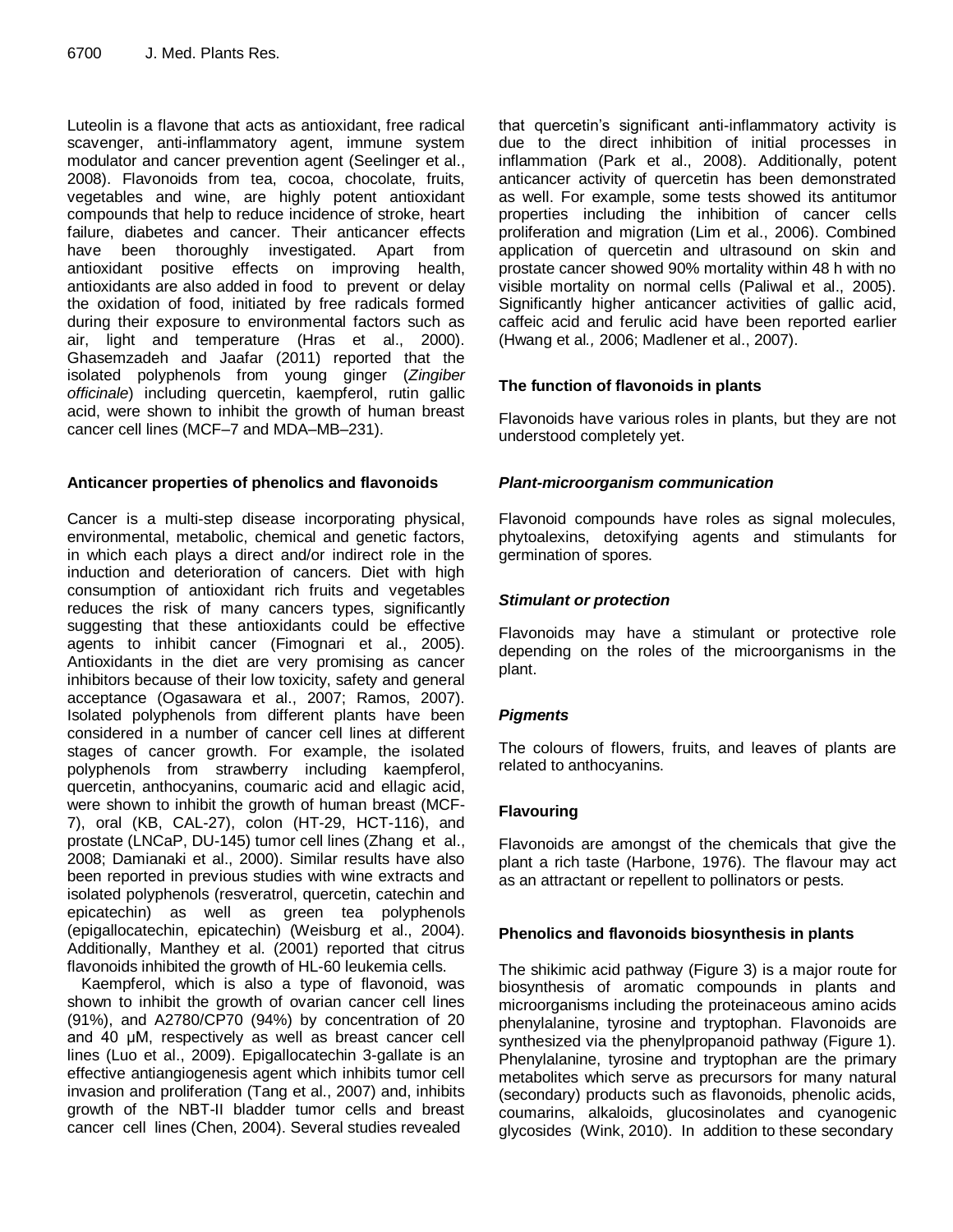Luteolin is a flavone that acts as antioxidant, free radical scavenger, anti-inflammatory agent, immune system modulator and cancer prevention agent (Seelinger et al., 2008). Flavonoids from tea, cocoa, chocolate, fruits, vegetables and wine, are highly potent antioxidant compounds that help to reduce incidence of stroke, heart failure, diabetes and cancer. Their anticancer effects have been thoroughly investigated. Apart from antioxidant positive effects on improving health, antioxidants are also added in food to prevent or delay the oxidation of food, initiated by free radicals formed during their exposure to environmental factors such as air, light and temperature (Hras et al., 2000). Ghasemzadeh and Jaafar (2011) reported that the isolated polyphenols from young ginger (*Zingiber officinale*) including quercetin, kaempferol, rutin gallic acid, were shown to inhibit the growth of human breast cancer cell lines (MCF–7 and MDA–MB–231).

## Anticancer properties of phenolics and flavonoids

Cancer is a multi-step disease incorporating physical, environmental, metabolic, chemical and genetic factors, in which each plays a direct and/or indirect role in the induction and deterioration of cancers. Diet with high consumption of antioxidant rich fruits and vegetables reduces the risk of many cancers types, significantly suggesting that these antioxidants could be effective agents to inhibit cancer (Fimognari et al., 2005). Antioxidants in the diet are very promising as cancer inhibitors because of their low toxicity, safety and general acceptance (Ogasawara et al., 2007; Ramos, 2007). Isolated polyphenols from different plants have been considered in a number of cancer cell lines at different stages of cancer growth. For example, the isolated polyphenols from strawberry including kaempferol, quercetin, anthocyanins, coumaric acid and ellagic acid, were shown to inhibit the growth of human breast (MCF-7), oral (KB, CAL-27), colon (HT-29, HCT-116), and prostate (LNCaP, DU-145) tumor cell lines (Zhang et al., 2008; Damianaki et al., 2000). Similar results have also been reported in previous studies with wine extracts and isolated polyphenols (resveratrol, quercetin, catechin and epicatechin) as well as green tea polyphenols (epigallocatechin, epicatechin) (Weisburg et al., 2004). Additionally, Manthey et al. (2001) reported that citrus flavonoids inhibited the growth of HL-60 leukemia cells.

Kaempferol, which is also a type of flavonoid, was shown to inhibit the growth of ovarian cancer cell lines (91%), and A2780/CP70 (94%) by concentration of 20 and 40 µM, respectively as well as breast cancer cell lines (Luo et al., 2009). Epigallocatechin 3-gallate is an effective antiangiogenesis agent which inhibits tumor cell invasion and proliferation (Tang et al., 2007) and, inhibits growth of the NBT-II bladder tumor cells and breast cancer cell lines (Chen, 2004). Several studies revealed that quercetin's significant anti-inflammatory activity is due to the direct inhibition of initial processes in inflammation (Park et al., 2008). Additionally, potent anticancer activity of quercetin has been demonstrated as well. For example, some tests showed its antitumor properties including the inhibition of cancer cells proliferation and migration (Lim et al., 2006). Combined application of quercetin and ultrasound on skin and prostate cancer showed 90% mortality within 48 h with no visible mortality on normal cells (Paliwal et al., 2005). Significantly higher anticancer activities of gallic acid, caffeic acid and ferulic acid have been reported earlier (Hwang et al*.,* 2006; Madlener et al., 2007).

## The function of flavonoids in plants

Flavonoids have various roles in plants, but they are not understood completely yet.

### *Plant-microorganism communication*

Flavonoid compounds have roles as signal molecules, phytoalexins, detoxifying agents and stimulants for germination of spores.

### *Stimulant or protection*

Flavonoids may have a stimulant or protective role depending on the roles of the microorganisms in the plant.

### *Pigments*

The colours of flowers, fruits, and leaves of plants are related to anthocyanins.

### Flavouring

Flavonoids are amongst of the chemicals that give the plant a rich taste (Harbone, 1976). The flavour may act as an attractant or repellent to pollinators or pests.

## Phenolics and flavonoids biosynthesis in plants

The shikimic acid pathway (Figure 3) is a major route for biosynthesis of aromatic compounds in plants and microorganisms including the proteinaceous amino acids phenylalanine, tyrosine and tryptophan. Flavonoids are synthesized via the phenylpropanoid pathway (Figure 1). Phenylalanine, tyrosine and tryptophan are the primary metabolites which serve as precursors for many natural (secondary) products such as flavonoids, phenolic acids, coumarins, alkaloids, glucosinolates and cyanogenic glycosides (Wink, 2010). In addition to these secondary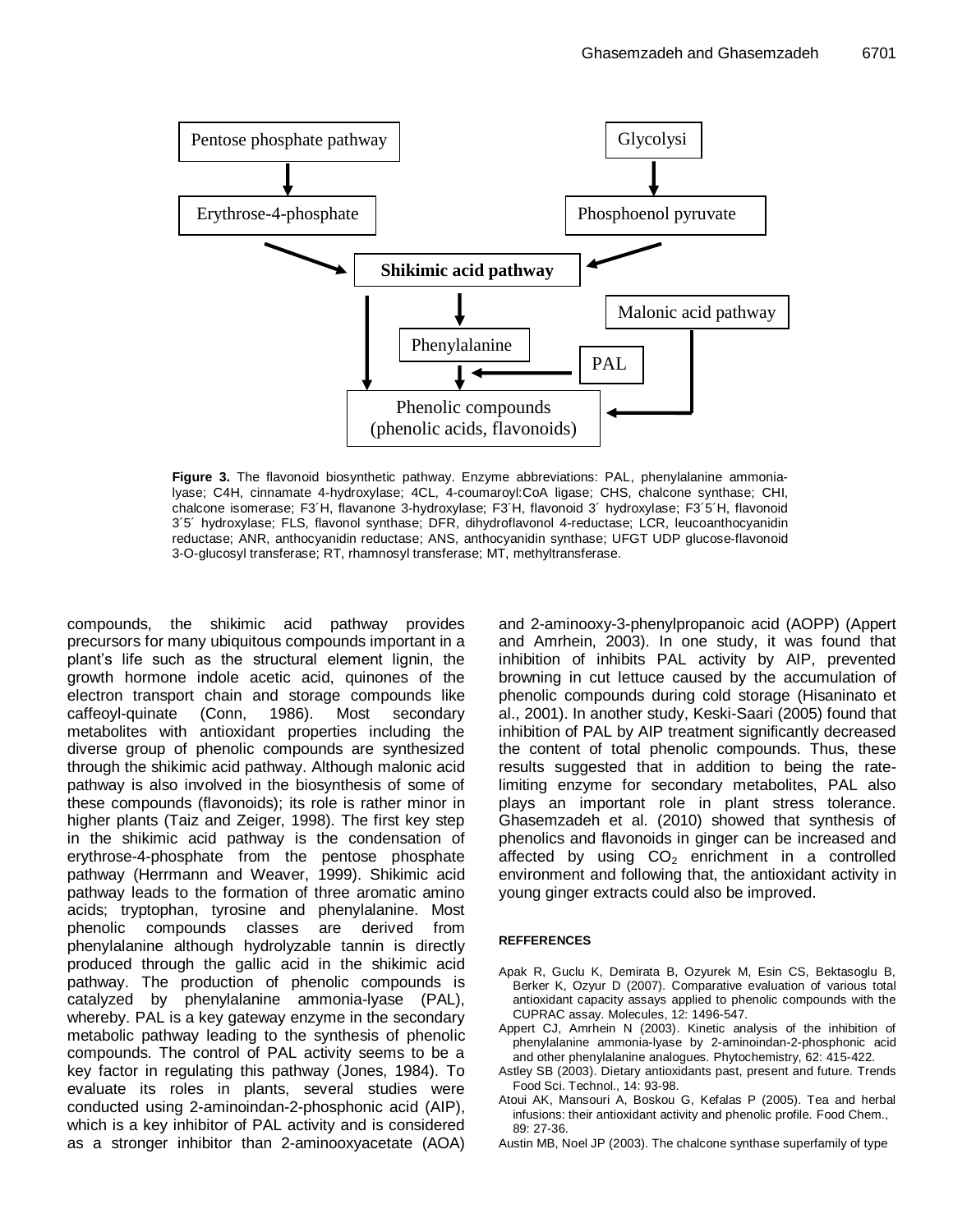Pentose phosphate pathway

Glycolysi

Erythrose-4-phosphate

Phosphoenol pyruvate

**Shikimic acid pathway**

Malonic acid pathway

Phenylalanine

PAL

Phenolic compounds
(phenolic acids, flavonoids)

**Figure 3.** The flavonoid biosynthetic pathway. Enzyme abbreviations: PAL, phenylalanine ammonia-lyase; C4H, cinnamate 4-hydroxylase; 4CL, 4-coumaroyl:CoA ligase; CHS, chalcone synthase; CHI, chalcone isomerase; F3´H, flavanone 3-hydroxylase; F3´H, flavonoid 3´ hydroxylase; F3´5´H, flavonoid 3´5´ hydroxylase; FLS, flavonol synthase; DFR, dihydroflavonol 4-reductase; LCR, leucoanthocyanidin reductase; ANR, anthocyanidin reductase; ANS, anthocyanidin synthase; UFGT UDP glucose-flavonoid 3-O-glucosyl transferase; RT, rhamnosyl transferase; MT, methyltransferase.

compounds, the shikimic acid pathway provides precursors for many ubiquitous compounds important in a plant's life such as the structural element lignin, the growth hormone indole acetic acid, quinones of the electron transport chain and storage compounds like caffeoyl-quinate (Conn, 1986). Most secondary metabolites with antioxidant properties including the diverse group of phenolic compounds are synthesized through the shikimic acid pathway. Although malonic acid pathway is also involved in the biosynthesis of some of these compounds (flavonoids); its role is rather minor in higher plants (Taiz and Zeiger, 1998). The first key step in the shikimic acid pathway is the condensation of erythrose-4-phosphate from the pentose phosphate pathway (Herrmann and Weaver, 1999). Shikimic acid pathway leads to the formation of three aromatic amino acids; tryptophan, tyrosine and phenylalanine. Most phenolic compounds classes are derived from phenylalanine although hydrolyzable tannin is directly produced through the gallic acid in the shikimic acid pathway. The production of phenolic compounds is catalyzed by phenylalanine ammonia-lyase (PAL), whereby. PAL is a key gateway enzyme in the secondary metabolic pathway leading to the synthesis of phenolic compounds. The control of PAL activity seems to be a key factor in regulating this pathway (Jones, 1984). To evaluate its roles in plants, several studies were conducted using 2-aminoindan-2-phosphonic acid (AIP), which is a key inhibitor of PAL activity and is considered as a stronger inhibitor than 2-aminooxyacetate (AOA) and 2-aminooxy-3-phenylpropanoic acid (AOPP) (Appert and Amrhein, 2003). In one study, it was found that inhibition of inhibits PAL activity by AIP, prevented browning in cut lettuce caused by the accumulation of phenolic compounds during cold storage (Hisaninato et al., 2001). In another study, Keski-Saari (2005) found that inhibition of PAL by AIP treatment significantly decreased the content of total phenolic compounds. Thus, these results suggested that in addition to being the rate-limiting enzyme for secondary metabolites, PAL also plays an important role in plant stress tolerance. Ghasemzadeh et al. (2010) showed that synthesis of phenolics and flavonoids in ginger can be increased and affected by using $CO_2$ enrichment in a controlled environment and following that, the antioxidant activity in young ginger extracts could also be improved.

## REFFERENCES

Apak R, Guclu K, Demirata B, Ozyurek M, Esin CS, Bektasoglu B, Berker K, Ozyur D (2007). Comparative evaluation of various total antioxidant capacity assays applied to phenolic compounds with the CUPRAC assay. Molecules, 12: 1496-547.

Appert CJ, Amrhein N (2003). Kinetic analysis of the inhibition of phenylalanine ammonia-lyase by 2-aminoindan-2-phosphonic acid and other phenylalanine analogues. Phytochemistry, 62: 415-422.

Astley SB (2003). Dietary antioxidants past, present and future. Trends Food Sci. Technol., 14: 93-98.

Atoui AK, Mansouri A, Boskou G, Kefalas P (2005). Tea and herbal infusions: their antioxidant activity and phenolic profile. Food Chem., 89: 27-36.

Austin MB, Noel JP (2003). The chalcone synthase superfamily of type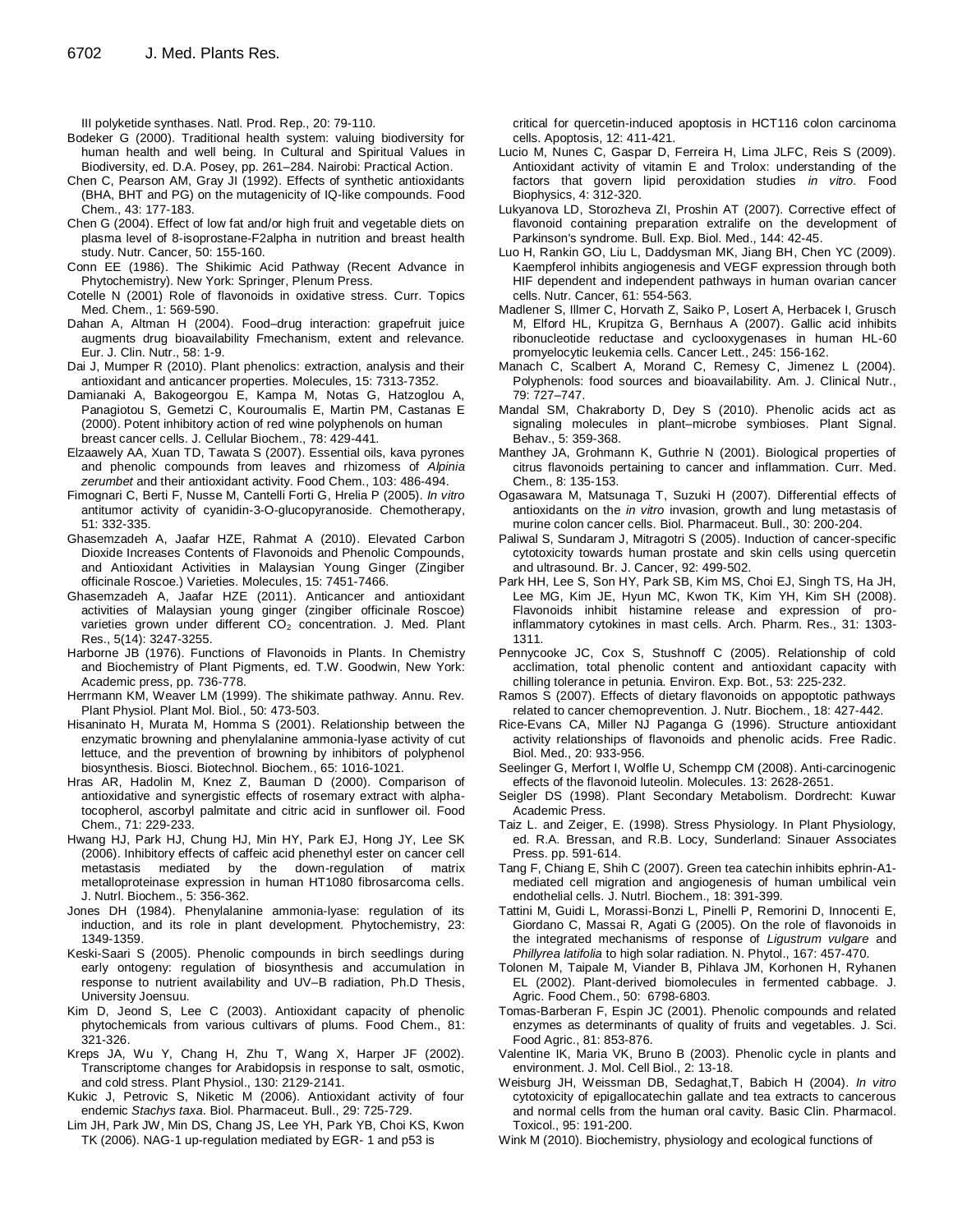III polyketide synthases. Natl. Prod. Rep., 20: 79-110.

Bodeker G (2000). Traditional health system: valuing biodiversity for human health and well being. In Cultural and Spiritual Values in Biodiversity, ed. D.A. Posey, pp. 261–284. Nairobi: Practical Action.

Chen C, Pearson AM, Gray JI (1992). Effects of synthetic antioxidants (BHA, BHT and PG) on the mutagenicity of IQ-like compounds. Food Chem., 43: 177-183.

Chen G (2004). Effect of low fat and/or high fruit and vegetable diets on plasma level of 8-isoprostane-F2alpha in nutrition and breast health study. Nutr. Cancer, 50: 155-160.

Conn EE (1986). The Shikimic Acid Pathway (Recent Advance in Phytochemistry). New York: Springer, Plenum Press.

Cotelle N (2001) Role of flavonoids in oxidative stress. Curr. Topics Med. Chem., 1: 569-590.

Dahan A, Altman H (2004). Food–drug interaction: grapefruit juice augments drug bioavailability Fmechanism, extent and relevance. Eur. J. Clin. Nutr., 58: 1-9.

Dai J, Mumper R (2010). Plant phenolics: extraction, analysis and their antioxidant and anticancer properties. Molecules, 15: 7313-7352.

Damianaki A, Bakogeorgou E, Kampa M, Notas G, Hatzoglou A, Panagiotou S, Gemetzi C, Kouroumalis E, Martin PM, Castanas E (2000). Potent inhibitory action of red wine polyphenols on human breast cancer cells. J. Cellular Biochem., 78: 429-441.

Elzaawely AA, Xuan TD, Tawata S (2007). Essential oils, kava pyrones and phenolic compounds from leaves and rhizomess of *Alpinia zerumbet* and their antioxidant activity. Food Chem., 103: 486-494.

Fimognari C, Berti F, Nusse M, Cantelli Forti G, Hrelia P (2005). *In vitro* antitumor activity of cyanidin-3-O-glucopyranoside. Chemotherapy, 51: 332-335.

Ghasemzadeh A, Jaafar HZE, Rahmat A (2010). Elevated Carbon Dioxide Increases Contents of Flavonoids and Phenolic Compounds, and Antioxidant Activities in Malaysian Young Ginger (Zingiber officinale Roscoe.) Varieties. Molecules, 15: 7451-7466.

Ghasemzadeh A, Jaafar HZE (2011). Anticancer and antioxidant activities of Malaysian young ginger (zingiber officinale Roscoe) varieties grown under different $CO_2$ concentration. J. Med. Plant Res., 5(14): 3247-3255.

Harborne JB (1976). Functions of Flavonoids in Plants. In Chemistry and Biochemistry of Plant Pigments, ed. T.W. Goodwin, New York: Academic press, pp. 736-778.

Herrmann KM, Weaver LM (1999). The shikimate pathway. Annu. Rev. Plant Physiol. Plant Mol. Biol., 50: 473-503.

Hisaninato H, Murata M, Homma S (2001). Relationship between the enzymatic browning and phenylalanine ammonia-lyase activity of cut lettuce, and the prevention of browning by inhibitors of polyphenol biosynthesis. Biosci. Biotechnol. Biochem., 65: 1016-1021.

Hras AR, Hadolin M, Knez Z, Bauman D (2000). Comparison of antioxidative and synergistic effects of rosemary extract with alpha-tocopherol, ascorbyl palmitate and citric acid in sunflower oil. Food Chem., 71: 229-233.

Hwang HJ, Park HJ, Chung HJ, Min HY, Park EJ, Hong JY, Lee SK (2006). Inhibitory effects of caffeic acid phenethyl ester on cancer cell metastasis mediated by the down-regulation of matrix metalloproteinase expression in human HT1080 fibrosarcoma cells. J. Nutrl. Biochem., 5: 356-362.

Jones DH (1984). Phenylalanine ammonia-lyase: regulation of its induction, and its role in plant development. Phytochemistry, 23: 1349-1359.

Keski-Saari S (2005). Phenolic compounds in birch seedlings during early ontogeny: regulation of biosynthesis and accumulation in response to nutrient availability and UV–B radiation, Ph.D Thesis, University Joensuu.

Kim D, Jeond S, Lee C (2003). Antioxidant capacity of phenolic phytochemicals from various cultivars of plums. Food Chem., 81: 321-326.

Kreps JA, Wu Y, Chang H, Zhu T, Wang X, Harper JF (2002). Transcriptome changes for Arabidopsis in response to salt, osmotic, and cold stress. Plant Physiol., 130: 2129-2141.

Kukic J, Petrovic S, Niketic M (2006). Antioxidant activity of four endemic *Stachys taxa*. Biol. Pharmaceut. Bull., 29: 725-729.

Lim JH, Park JW, Min DS, Chang JS, Lee YH, Park YB, Choi KS, Kwon TK (2006). NAG-1 up-regulation mediated by EGR- 1 and p53 is critical for quercetin-induced apoptosis in HCT116 colon carcinoma cells. Apoptosis, 12: 411-421.

Lucio M, Nunes C, Gaspar D, Ferreira H, Lima JLFC, Reis S (2009). Antioxidant activity of vitamin E and Trolox: understanding of the factors that govern lipid peroxidation studies *in vitro*. Food Biophysics, 4: 312-320.

Lukyanova LD, Storozheva ZI, Proshin AT (2007). Corrective effect of flavonoid containing preparation extralife on the development of Parkinson's syndrome. Bull. Exp. Biol. Med., 144: 42-45.

Luo H, Rankin GO, Liu L, Daddysman MK, Jiang BH, Chen YC (2009). Kaempferol inhibits angiogenesis and VEGF expression through both HIF dependent and independent pathways in human ovarian cancer cells. Nutr. Cancer, 61: 554-563.

Madlener S, Illmer C, Horvath Z, Saiko P, Losert A, Herbacek I, Grusch M, Elford HL, Krupitza G, Bernhaus A (2007). Gallic acid inhibits ribonucleotide reductase and cyclooxygenases in human HL-60 promyelocytic leukemia cells. Cancer Lett., 245: 156-162.

Manach C, Scalbert A, Morand C, Remesy C, Jimenez L (2004). Polyphenols: food sources and bioavailability. Am. J. Clinical Nutr., 79: 727–747.

Mandal SM, Chakraborty D, Dey S (2010). Phenolic acids act as signaling molecules in plant–microbe symbioses. Plant Signal. Behav., 5: 359-368.

Manthey JA, Grohmann K, Guthrie N (2001). Biological properties of citrus flavonoids pertaining to cancer and inflammation. Curr. Med. Chem., 8: 135-153.

Ogasawara M, Matsunaga T, Suzuki H (2007). Differential effects of antioxidants on the *in vitro* invasion, growth and lung metastasis of murine colon cancer cells. Biol. Pharmaceut. Bull., 30: 200-204.

Paliwal S, Sundaram J, Mitragotri S (2005). Induction of cancer-specific cytotoxicity towards human prostate and skin cells using quercetin and ultrasound. Br. J. Cancer, 92: 499-502.

Park HH, Lee S, Son HY, Park SB, Kim MS, Choi EJ, Singh TS, Ha JH, Lee MG, Kim JE, Hyun MC, Kwon TK, Kim YH, Kim SH (2008). Flavonoids inhibit histamine release and expression of pro-inflammatory cytokines in mast cells. Arch. Pharm. Res., 31: 1303-1311.

Pennycooke JC, Cox S, Stushnoff C (2005). Relationship of cold acclimation, total phenolic content and antioxidant capacity with chilling tolerance in petunia. Environ. Exp. Bot., 53: 225-232.

Ramos S (2007). Effects of dietary flavonoids on appoptotic pathways related to cancer chemoprevention. J. Nutr. Biochem., 18: 427-442.

Rice-Evans CA, Miller NJ Paganga G (1996). Structure antioxidant activity relationships of flavonoids and phenolic acids. Free Radic. Biol. Med., 20: 933-956.

Seelinger G, Merfort I, Wolfle U, Schempp CM (2008). Anti-carcinogenic effects of the flavonoid luteolin. Molecules. 13: 2628-2651.

Seigler DS (1998). Plant Secondary Metabolism. Dordrecht: Kuwar Academic Press.

Taiz L. and Zeiger, E. (1998). Stress Physiology. In Plant Physiology, ed. R.A. Bressan, and R.B. Locy, Sunderland: Sinauer Associates Press. pp. 591-614.

Tang F, Chiang E, Shih C (2007). Green tea catechin inhibits ephrin-A1-mediated cell migration and angiogenesis of human umbilical vein endothelial cells. J. Nutrl. Biochem., 18: 391-399.

Tattini M, Guidi L, Morassi-Bonzi L, Pinelli P, Remorini D, Innocenti E, Giordano C, Massai R, Agati G (2005). On the role of flavonoids in the integrated mechanisms of response of *Ligustrum vulgare* and *Phillyrea latifolia* to high solar radiation. N. Phytol., 167: 457-470.

Tolonen M, Taipale M, Viander B, Pihlava JM, Korhonen H, Ryhanen EL (2002). Plant-derived biomolecules in fermented cabbage. J. Agric. Food Chem., 50: 6798-6803.

Tomas-Barberan F, Espin JC (2001). Phenolic compounds and related enzymes as determinants of quality of fruits and vegetables. J. Sci. Food Agric., 81: 853-876.

Valentine IK, Maria VK, Bruno B (2003). Phenolic cycle in plants and environment. J. Mol. Cell Biol., 2: 13-18.

Weisburg JH, Weissman DB, Sedaghat,T, Babich H (2004). *In vitro* cytotoxicity of epigallocatechin gallate and tea extracts to cancerous and normal cells from the human oral cavity. Basic Clin. Pharmacol. Toxicol., 95: 191-200.

Wink M (2010). Biochemistry, physiology and ecological functions of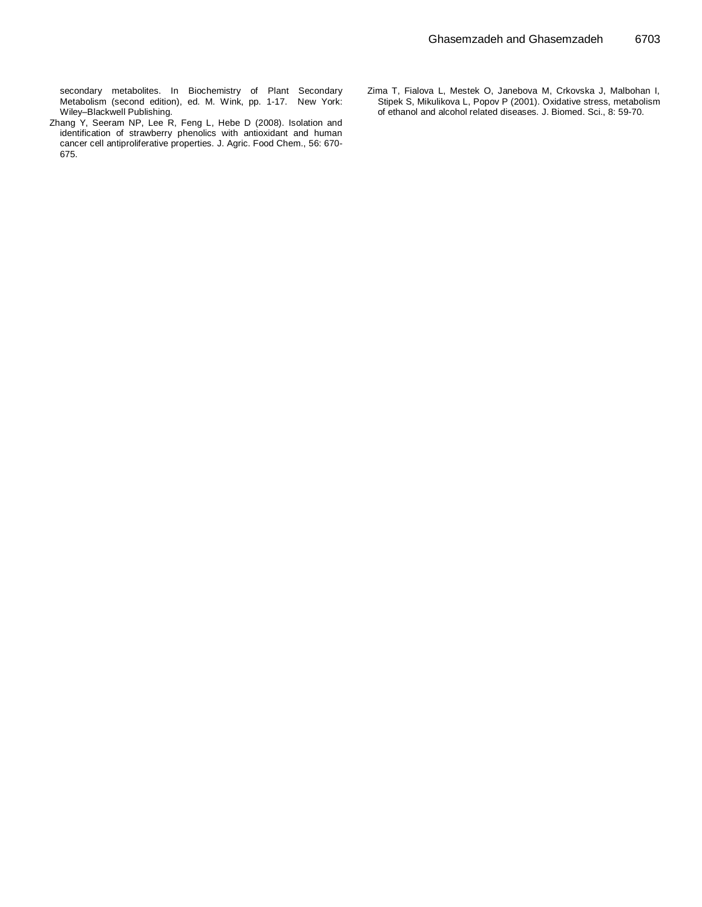secondary metabolites. In Biochemistry of Plant Secondary Metabolism (second edition), ed. M. Wink, pp. 1-17. New York: Wiley–Blackwell Publishing.

Zhang Y, Seeram NP, Lee R, Feng L, Hebe D (2008). Isolation and identification of strawberry phenolics with antioxidant and human cancer cell antiproliferative properties. J. Agric. Food Chem., 56: 670-675.

Zima T, Fialova L, Mestek O, Janebova M, Crkovska J, Malbohan I, Stipek S, Mikulikova L, Popov P (2001). Oxidative stress, metabolism of ethanol and alcohol related diseases. J. Biomed. Sci., 8: 59-70.